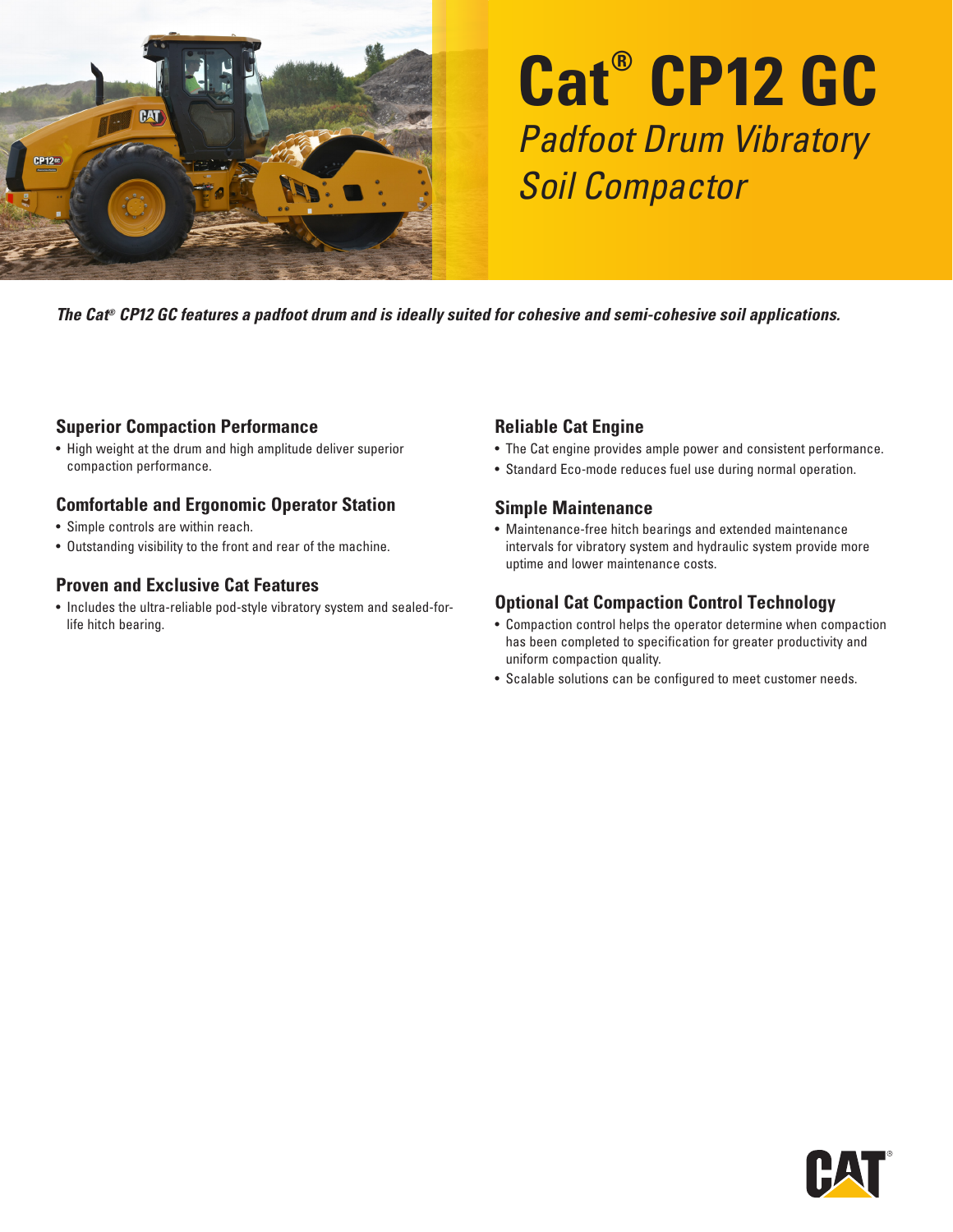# Cat® CP12 GC

*Padfoot Drum Vibratory Soil Compactor*

***The Cat® CP12 GC features a padfoot drum and is ideally suited for cohesive and semi-cohesive soil applications.***

### Superior Compaction Performance

- High weight at the drum and high amplitude deliver superior compaction performance.

### Comfortable and Ergonomic Operator Station

- Simple controls are within reach.
- Outstanding visibility to the front and rear of the machine.

### Proven and Exclusive Cat Features

- Includes the ultra-reliable pod-style vibratory system and sealed-for-life hitch bearing.

### Reliable Cat Engine

- The Cat engine provides ample power and consistent performance.
- Standard Eco-mode reduces fuel use during normal operation.

### Simple Maintenance

- Maintenance-free hitch bearings and extended maintenance intervals for vibratory system and hydraulic system provide more uptime and lower maintenance costs.

### Optional Cat Compaction Control Technology

- Compaction control helps the operator determine when compaction has been completed to specification for greater productivity and uniform compaction quality.
- Scalable solutions can be configured to meet customer needs.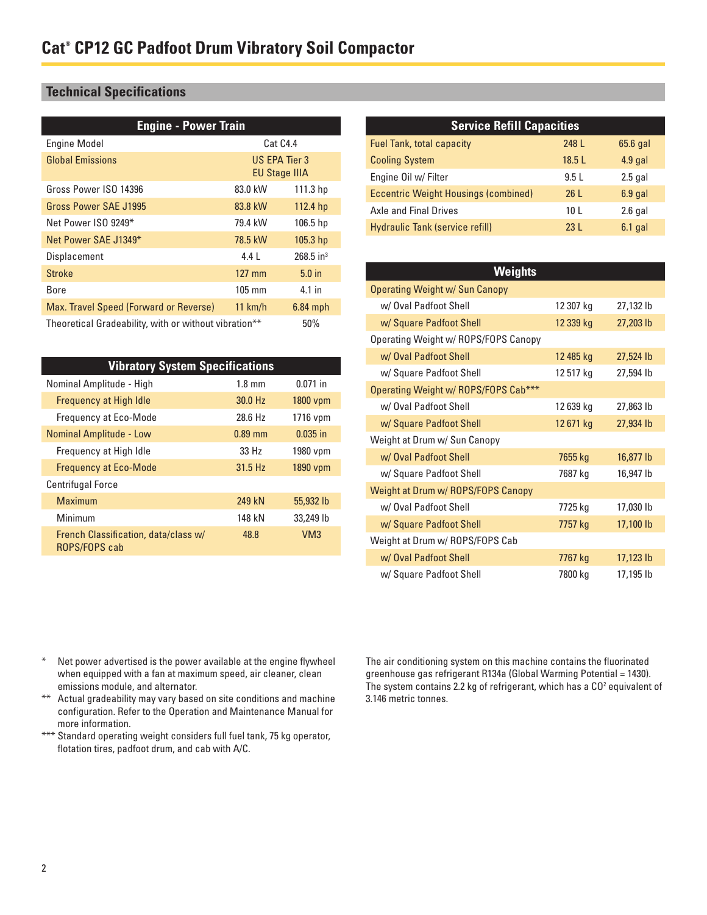# Cat® CP12 GC Padfoot Drum Vibratory Soil Compactor

## Technical Specifications

| Engine - Power Train | | |
|---|---|---|
| Engine Model | Cat C4.4 | |
| Global Emissions | US EPA Tier 3 EU Stage IIIA | |
| Gross Power ISO 14396 | 83.0 kW | 111.3 hp |
| Gross Power SAE J1995 | 83.8 kW | 112.4 hp |
| Net Power ISO 9249* | 79.4 kW | 106.5 hp |
| Net Power SAE J1349* | 78.5 kW | 105.3 hp |
| Displacement | 4.4 L | 268.5 in³ |
| Stroke | 127 mm | 5.0 in |
| Bore | 105 mm | 4.1 in |
| Max. Travel Speed (Forward or Reverse) | 11 km/h | 6.84 mph |
| Theoretical Gradeability, with or without vibration** | | 50% |

| Vibratory System Specifications | | |
|---|---|---|
| Nominal Amplitude - High | 1.8 mm | 0.071 in |
| Frequency at High Idle | 30.0 Hz | 1800 vpm |
| Frequency at Eco-Mode | 28.6 Hz | 1716 vpm |
| Nominal Amplitude - Low | 0.89 mm | 0.035 in |
| Frequency at High Idle | 33 Hz | 1980 vpm |
| Frequency at Eco-Mode | 31.5 Hz | 1890 vpm |
| Centrifugal Force | | |
| Maximum | 249 kN | 55,932 lb |
| Minimum | 148 kN | 33,249 lb |
| French Classification, data/class w/ ROPS/FOPS cab | 48.8 | VM3 |

| Service Refill Capacities | | |
|---|---|---|
| Fuel Tank, total capacity | 248 L | 65.6 gal |
| Cooling System | 18.5 L | 4.9 gal |
| Engine Oil w/ Filter | 9.5 L | 2.5 gal |
| Eccentric Weight Housings (combined) | 26 L | 6.9 gal |
| Axle and Final Drives | 10 L | 2.6 gal |
| Hydraulic Tank (service refill) | 23 L | 6.1 gal |

| Weights | | |
|---|---|---|
| Operating Weight w/ Sun Canopy | | |
| w/ Oval Padfoot Shell | 12 307 kg | 27,132 lb |
| w/ Square Padfoot Shell | 12 339 kg | 27,203 lb |
| Operating Weight w/ ROPS/FOPS Canopy | | |
| w/ Oval Padfoot Shell | 12 485 kg | 27,524 lb |
| w/ Square Padfoot Shell | 12 517 kg | 27,594 lb |
| Operating Weight w/ ROPS/FOPS Cab*** | | |
| w/ Oval Padfoot Shell | 12 639 kg | 27,863 lb |
| w/ Square Padfoot Shell | 12 671 kg | 27,934 lb |
| Weight at Drum w/ Sun Canopy | | |
| w/ Oval Padfoot Shell | 7655 kg | 16,877 lb |
| w/ Square Padfoot Shell | 7687 kg | 16,947 lb |
| Weight at Drum w/ ROPS/FOPS Canopy | | |
| w/ Oval Padfoot Shell | 7725 kg | 17,030 lb |
| w/ Square Padfoot Shell | 7757 kg | 17,100 lb |
| Weight at Drum w/ ROPS/FOPS Cab | | |
| w/ Oval Padfoot Shell | 7767 kg | 17,123 lb |
| w/ Square Padfoot Shell | 7800 kg | 17,195 lb |

\* Net power advertised is the power available at the engine flywheel when equipped with a fan at maximum speed, air cleaner, clean emissions module, and alternator.

** Actual gradeability may vary based on site conditions and machine configuration. Refer to the Operation and Maintenance Manual for more information.

*** Standard operating weight considers full fuel tank, 75 kg operator, flotation tires, padfoot drum, and cab with A/C.

The air conditioning system on this machine contains the fluorinated greenhouse gas refrigerant R134a (Global Warming Potential = 1430). The system contains 2.2 kg of refrigerant, which has a $CO_2$ equivalent of 3.146 metric tonnes.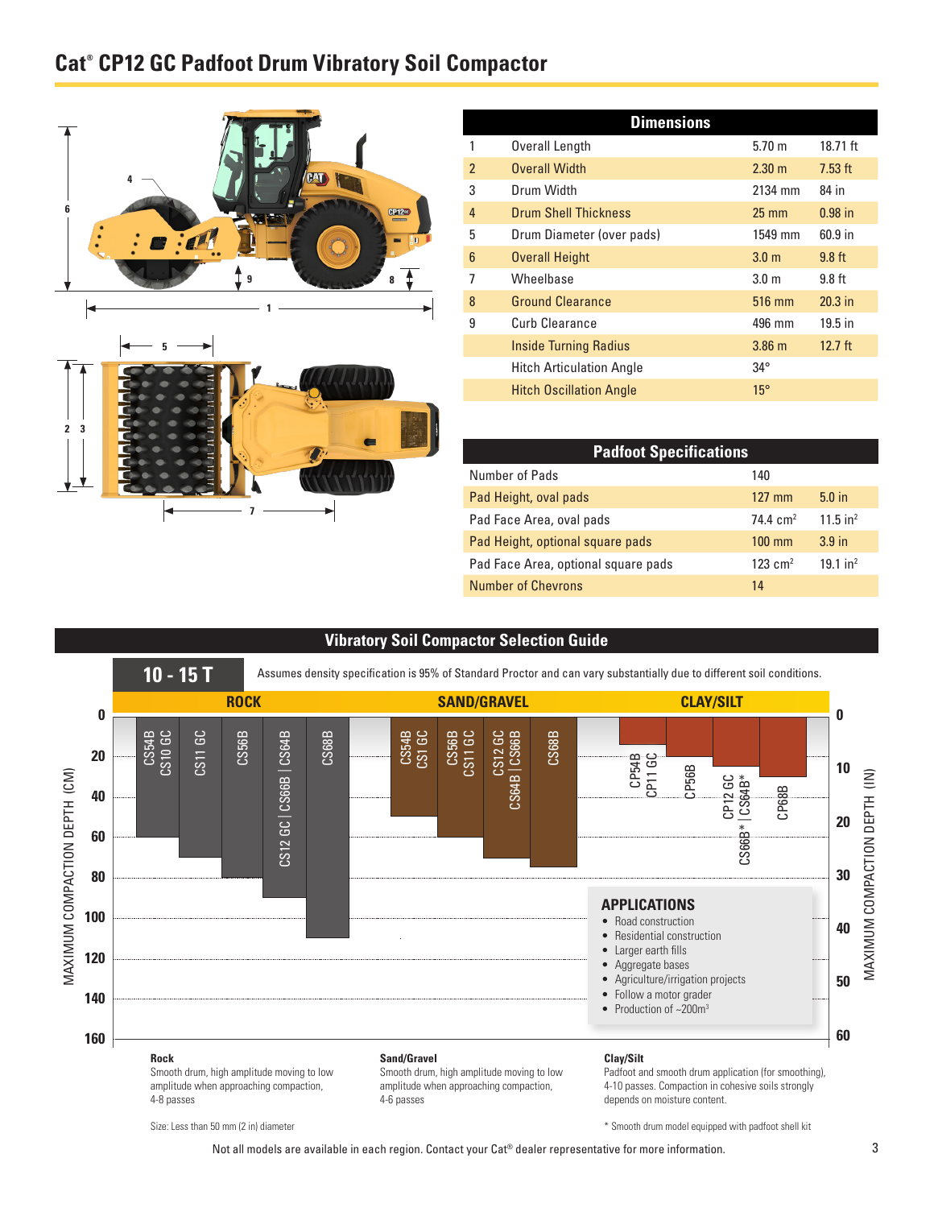# Cat® CP12 GC Padfoot Drum Vibratory Soil Compactor

| Dimensions | | | |
|---|---|---|---|
| 1 | Overall Length | 5.70 m | 18.71 ft |
| 2 | Overall Width | 2.30 m | 7.53 ft |
| 3 | Drum Width | 2134 mm | 84 in |
| 4 | Drum Shell Thickness | 25 mm | 0.98 in |
| 5 | Drum Diameter (over pads) | 1549 mm | 60.9 in |
| 6 | Overall Height | 3.0 m | 9.8 ft |
| 7 | Wheelbase | 3.0 m | 9.8 ft |
| 8 | Ground Clearance | 516 mm | 20.3 in |
| 9 | Curb Clearance | 496 mm | 19.5 in |
| | Inside Turning Radius | 3.86 m | 12.7 ft |
| | Hitch Articulation Angle | 34° | |
| | Hitch Oscillation Angle | 15° | |

| Padfoot Specifications | | |
|---|---|---|
| Number of Pads | 140 | |
| Pad Height, oval pads | 127 mm | 5.0 in |
| Pad Face Area, oval pads | 74.4 $cm^2$ | 11.5 $in^2$ |
| Pad Height, optional square pads | 100 mm | 3.9 in |
| Pad Face Area, optional square pads | 123 $cm^2$ | 19.1 $in^2$ |
| Number of Chevrons | 14 | |

## Vibratory Soil Compactor Selection Guide

**10 - 15 T**

Assumes density specification is 95% of Standard Proctor and can vary substantially due to different soil conditions.

| Material | Model | Maximum Compaction Depth (cm) |
|---|---|---|
| ROCK | CS54B, CS10 GC | 60 |
| ROCK | CS11 GC | 70 |
| ROCK | CS56B | 80 |
| ROCK | CS12 GC, CS66B, CS64B | 90 |
| ROCK | CS68B | 110 |
| SAND/GRAVEL | CS54B, CS1 GC | 50 |
| SAND/GRAVEL | CS56B, CS11 GC | 60 |
| SAND/GRAVEL | CS12 GC, CS64B, CS66B | 70 |
| SAND/GRAVEL | CS68B | 75 |
| CLAY/SILT | CP54B, CP11 GC | 15 |
| CLAY/SILT | CP56B | 20 |
| CLAY/SILT | CP12 GC, CS66B*, CS64B* | 25 |
| CLAY/SILT | CP68B | 30 |

### APPLICATIONS

- Road construction
- Residential construction
- Larger earth fills
- Aggregate bases
- Agriculture/irrigation projects
- Follow a motor grader
- Production of ~200$m^3$

**Rock**
Smooth drum, high amplitude moving to low amplitude when approaching compaction, 4-8 passes

**Sand/Gravel**
Smooth drum, high amplitude moving to low amplitude when approaching compaction, 4-6 passes

**Clay/Silt**
Padfoot and smooth drum application (for smoothing), 4-10 passes. Compaction in cohesive soils strongly depends on moisture content.

Size: Less than 50 mm (2 in) diameter

* Smooth drum model equipped with padfoot shell kit

Not all models are available in each region. Contact your Cat® dealer representative for more information.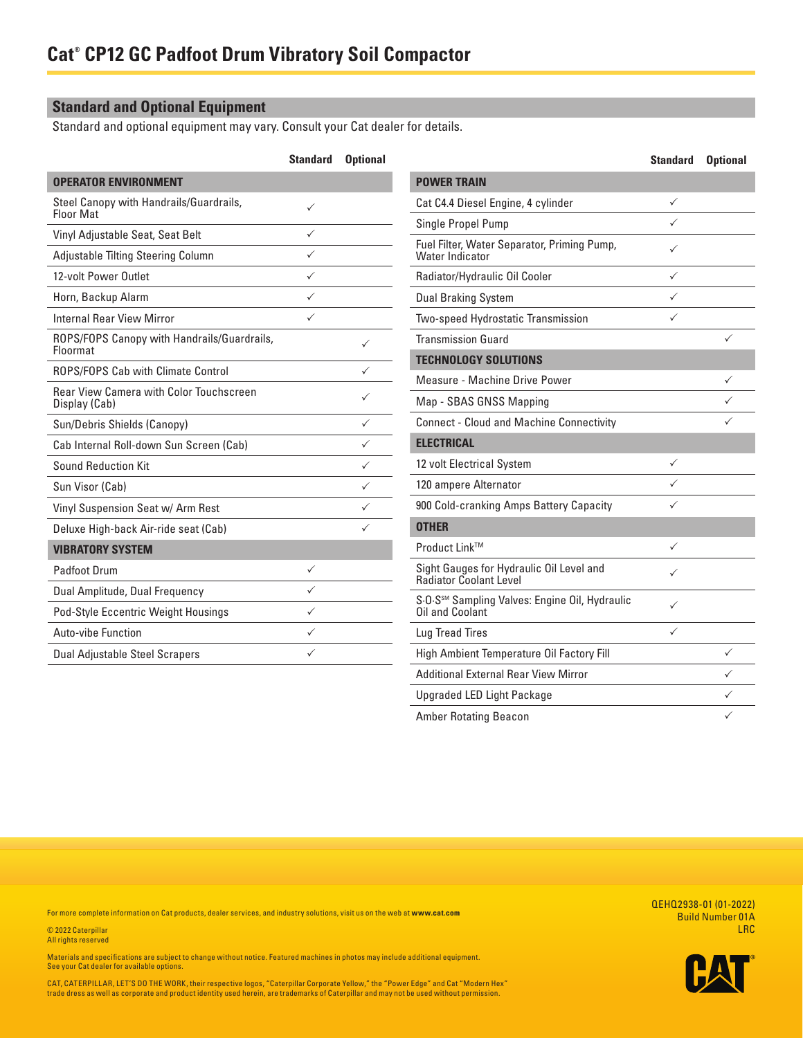# Cat® CP12 GC Padfoot Drum Vibratory Soil Compactor

## Standard and Optional Equipment

Standard and optional equipment may vary. Consult your Cat dealer for details.

| | Standard | Optional |
|---|---|---|
| **OPERATOR ENVIRONMENT** | | |
| Steel Canopy with Handrails/Guardrails, Floor Mat | ✓ | |
| Vinyl Adjustable Seat, Seat Belt | ✓ | |
| Adjustable Tilting Steering Column | ✓ | |
| 12-volt Power Outlet | ✓ | |
| Horn, Backup Alarm | ✓ | |
| Internal Rear View Mirror | ✓ | |
| ROPS/FOPS Canopy with Handrails/Guardrails, Floormat | | ✓ |
| ROPS/FOPS Cab with Climate Control | | ✓ |
| Rear View Camera with Color Touchscreen Display (Cab) | | ✓ |
| Sun/Debris Shields (Canopy) | | ✓ |
| Cab Internal Roll-down Sun Screen (Cab) | | ✓ |
| Sound Reduction Kit | | ✓ |
| Sun Visor (Cab) | | ✓ |
| Vinyl Suspension Seat w/ Arm Rest | | ✓ |
| Deluxe High-back Air-ride seat (Cab) | | ✓ |
| **VIBRATORY SYSTEM** | | |
| Padfoot Drum | ✓ | |
| Dual Amplitude, Dual Frequency | ✓ | |
| Pod-Style Eccentric Weight Housings | ✓ | |
| Auto-vibe Function | ✓ | |
| Dual Adjustable Steel Scrapers | ✓ | |

| | Standard | Optional |
|---|---|---|
| **POWER TRAIN** | | |
| Cat C4.4 Diesel Engine, 4 cylinder | ✓ | |
| Single Propel Pump | ✓ | |
| Fuel Filter, Water Separator, Priming Pump, Water Indicator | ✓ | |
| Radiator/Hydraulic Oil Cooler | ✓ | |
| Dual Braking System | ✓ | |
| Two-speed Hydrostatic Transmission | ✓ | |
| Transmission Guard | | ✓ |
| **TECHNOLOGY SOLUTIONS** | | |
| Measure - Machine Drive Power | | ✓ |
| Map - SBAS GNSS Mapping | | ✓ |
| Connect - Cloud and Machine Connectivity | | ✓ |
| **ELECTRICAL** | | |
| 12 volt Electrical System | ✓ | |
| 120 ampere Alternator | ✓ | |
| 900 Cold-cranking Amps Battery Capacity | ✓ | |
| **OTHER** | | |
| Product Link™ | ✓ | |
| Sight Gauges for Hydraulic Oil Level and Radiator Coolant Level | ✓ | |
| S·O·S℠ Sampling Valves: Engine Oil, Hydraulic Oil and Coolant | ✓ | |
| Lug Tread Tires | ✓ | |
| High Ambient Temperature Oil Factory Fill | | ✓ |
| Additional External Rear View Mirror | | ✓ |
| Upgraded LED Light Package | | ✓ |
| Amber Rotating Beacon | | ✓ |

For more complete information on Cat products, dealer services, and industry solutions, visit us on the web at **www.cat.com**

© 2022 Caterpillar
All rights reserved

Materials and specifications are subject to change without notice. Featured machines in photos may include additional equipment. See your Cat dealer for available options.

CAT, CATERPILLAR, LET'S DO THE WORK, their respective logos, "Caterpillar Corporate Yellow," the "Power Edge" and Cat "Modern Hex" trade dress as well as corporate and product identity used herein, are trademarks of Caterpillar and may not be used without permission.

QEHQ2938-01 (01-2022)
Build Number 01A
LRC